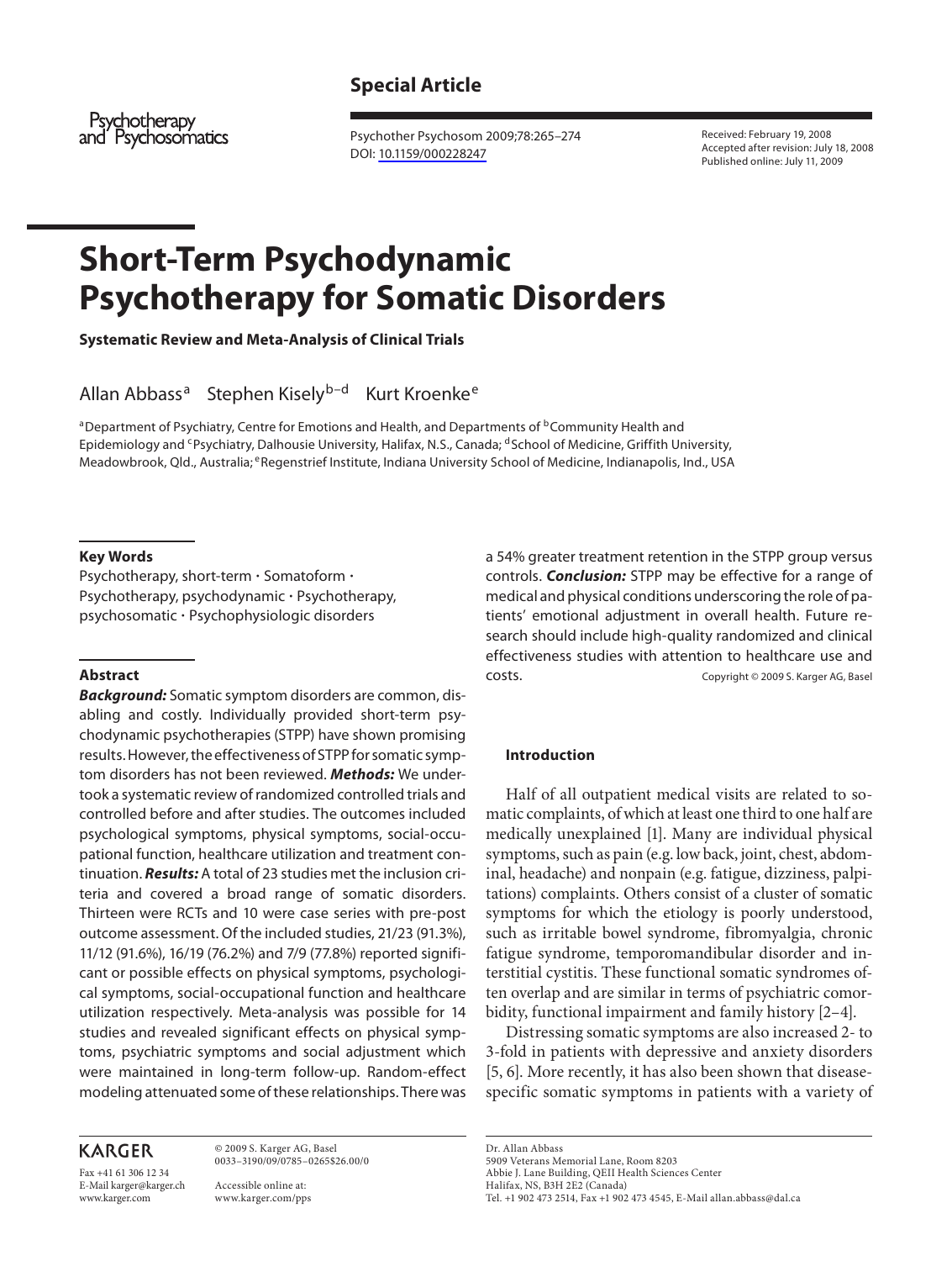Special Article

Psychotherapy and Psychosomatics

Received: February 19, 2008
Accepted after revision: July 18, 2008
Published online: July 11, 2009

# Short-Term Psychodynamic Psychotherapy for Somatic Disorders

**Systematic Review and Meta-Analysis of Clinical Trials**

Allan Abbass[a] Stephen Kisely[b–d] Kurt Kroenke[e]

[a]Department of Psychiatry, Centre for Emotions and Health, and Departments of [b]Community Health and Epidemiology and [c]Psychiatry, Dalhousie University, Halifax, N.S., Canada; [d]School of Medicine, Griffith University, Meadowbrook, Qld., Australia; [e]Regenstrief Institute, Indiana University School of Medicine, Indianapolis, Ind., USA

### Key Words

Psychotherapy, short-term · Somatoform · Psychotherapy, psychodynamic · Psychotherapy, psychosomatic · Psychophysiologic disorders

### Abstract

***Background:*** Somatic symptom disorders are common, disabling and costly. Individually provided short-term psychodynamic psychotherapies (STPP) have shown promising results. However, the effectiveness of STPP for somatic symptom disorders has not been reviewed. ***Methods:*** We undertook a systematic review of randomized controlled trials and controlled before and after studies. The outcomes included psychological symptoms, physical symptoms, social-occupational function, healthcare utilization and treatment continuation. ***Results:*** A total of 23 studies met the inclusion criteria and covered a broad range of somatic disorders. Thirteen were RCTs and 10 were case series with pre-post outcome assessment. Of the included studies, 21/23 (91.3%), 11/12 (91.6%), 16/19 (76.2%) and 7/9 (77.8%) reported significant or possible effects on physical symptoms, psychological symptoms, social-occupational function and healthcare utilization respectively. Meta-analysis was possible for 14 studies and revealed significant effects on physical symptoms, psychiatric symptoms and social adjustment which were maintained in long-term follow-up. Random-effect modeling attenuated some of these relationships. There was a 54% greater treatment retention in the STPP group versus controls. ***Conclusion:*** STPP may be effective for a range of medical and physical conditions underscoring the role of patients' emotional adjustment in overall health. Future research should include high-quality randomized and clinical effectiveness studies with attention to healthcare use and costs.

Copyright © 2009 S. Karger AG, Basel

### Introduction

Half of all outpatient medical visits are related to somatic complaints, of which at least one third to one half are medically unexplained [1]. Many are individual physical symptoms, such as pain (e.g. low back, joint, chest, abdominal, headache) and nonpain (e.g. fatigue, dizziness, palpitations) complaints. Others consist of a cluster of somatic symptoms for which the etiology is poorly understood, such as irritable bowel syndrome, fibromyalgia, chronic fatigue syndrome, temporomandibular disorder and interstitial cystitis. These functional somatic syndromes often overlap and are similar in terms of psychiatric comorbidity, functional impairment and family history [2–4].

Distressing somatic symptoms are also increased 2- to 3-fold in patients with depressive and anxiety disorders [5, 6]. More recently, it has also been shown that disease-specific somatic symptoms in patients with a variety of

KARGER

Fax +41 61 306 12 34
E-Mail karger@karger.ch
www.karger.com

© 2009 S. Karger AG, Basel
0033–3190/09/0785–0265$26.00/0

Accessible online at:
www.karger.com/pps

Dr. Allan Abbass
5909 Veterans Memorial Lane, Room 8203
Abbie J. Lane Building, QEII Health Sciences Center
Halifax, NS, B3H 2E2 (Canada)
Tel. +1 902 473 2514, Fax +1 902 473 4545, E-Mail allan.abbass@dal.ca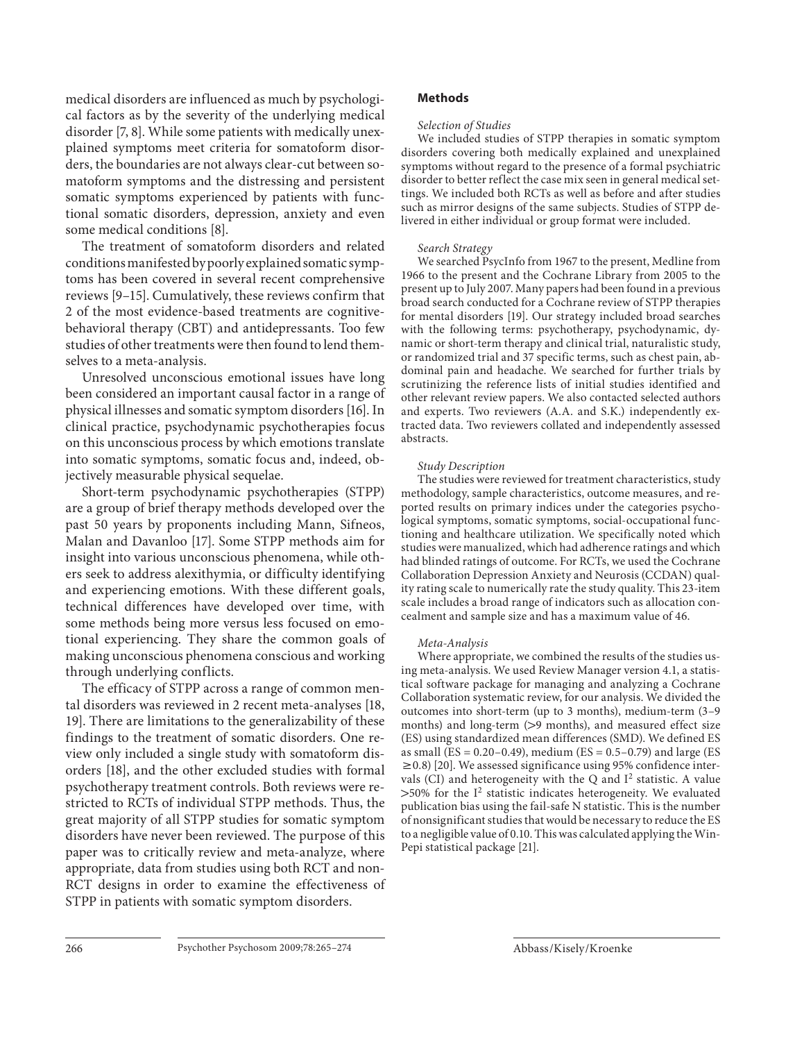medical disorders are influenced as much by psychological factors as by the severity of the underlying medical disorder [7, 8]. While some patients with medically unexplained symptoms meet criteria for somatoform disorders, the boundaries are not always clear-cut between somatoform symptoms and the distressing and persistent somatic symptoms experienced by patients with functional somatic disorders, depression, anxiety and even some medical conditions [8].

The treatment of somatoform disorders and related conditions manifested by poorly explained somatic symptoms has been covered in several recent comprehensive reviews [9–15]. Cumulatively, these reviews confirm that 2 of the most evidence-based treatments are cognitive-behavioral therapy (CBT) and antidepressants. Too few studies of other treatments were then found to lend themselves to a meta-analysis.

Unresolved unconscious emotional issues have long been considered an important causal factor in a range of physical illnesses and somatic symptom disorders [16]. In clinical practice, psychodynamic psychotherapies focus on this unconscious process by which emotions translate into somatic symptoms, somatic focus and, indeed, objectively measurable physical sequelae.

Short-term psychodynamic psychotherapies (STPP) are a group of brief therapy methods developed over the past 50 years by proponents including Mann, Sifneos, Malan and Davanloo [17]. Some STPP methods aim for insight into various unconscious phenomena, while others seek to address alexithymia, or difficulty identifying and experiencing emotions. With these different goals, technical differences have developed over time, with some methods being more versus less focused on emotional experiencing. They share the common goals of making unconscious phenomena conscious and working through underlying conflicts.

The efficacy of STPP across a range of common mental disorders was reviewed in 2 recent meta-analyses [18, 19]. There are limitations to the generalizability of these findings to the treatment of somatic disorders. One review only included a single study with somatoform disorders [18], and the other excluded studies with formal psychotherapy treatment controls. Both reviews were restricted to RCTs of individual STPP methods. Thus, the great majority of all STPP studies for somatic symptom disorders have never been reviewed. The purpose of this paper was to critically review and meta-analyze, where appropriate, data from studies using both RCT and non-RCT designs in order to examine the effectiveness of STPP in patients with somatic symptom disorders.

## Methods

### *Selection of Studies*

We included studies of STPP therapies in somatic symptom disorders covering both medically explained and unexplained symptoms without regard to the presence of a formal psychiatric disorder to better reflect the case mix seen in general medical settings. We included both RCTs as well as before and after studies such as mirror designs of the same subjects. Studies of STPP delivered in either individual or group format were included.

### *Search Strategy*

We searched PsycInfo from 1967 to the present, Medline from 1966 to the present and the Cochrane Library from 2005 to the present up to July 2007. Many papers had been found in a previous broad search conducted for a Cochrane review of STPP therapies for mental disorders [19]. Our strategy included broad searches with the following terms: psychotherapy, psychodynamic, dynamic or short-term therapy and clinical trial, naturalistic study, or randomized trial and 37 specific terms, such as chest pain, abdominal pain and headache. We searched for further trials by scrutinizing the reference lists of initial studies identified and other relevant review papers. We also contacted selected authors and experts. Two reviewers (A.A. and S.K.) independently extracted data. Two reviewers collated and independently assessed abstracts.

### *Study Description*

The studies were reviewed for treatment characteristics, study methodology, sample characteristics, outcome measures, and reported results on primary indices under the categories psychological symptoms, somatic symptoms, social-occupational functioning and healthcare utilization. We specifically noted which studies were manualized, which had adherence ratings and which had blinded ratings of outcome. For RCTs, we used the Cochrane Collaboration Depression Anxiety and Neurosis (CCDAN) quality rating scale to numerically rate the study quality. This 23-item scale includes a broad range of indicators such as allocation concealment and sample size and has a maximum value of 46.

### *Meta-Analysis*

Where appropriate, we combined the results of the studies using meta-analysis. We used Review Manager version 4.1, a statistical software package for managing and analyzing a Cochrane Collaboration systematic review, for our analysis. We divided the outcomes into short-term (up to 3 months), medium-term (3–9 months), and long-term (>9 months), and measured effect size (ES) using standardized mean differences (SMD). We defined ES as small (ES = 0.20–0.49), medium (ES = 0.5–0.79) and large (ES $\geq$0.8) [20]. We assessed significance using 95% confidence intervals (CI) and heterogeneity with the Q and $I^2$ statistic. A value >50% for the $I^2$ statistic indicates heterogeneity. We evaluated publication bias using the fail-safe N statistic. This is the number of nonsignificant studies that would be necessary to reduce the ES to a negligible value of 0.10. This was calculated applying the Win-Pepi statistical package [21].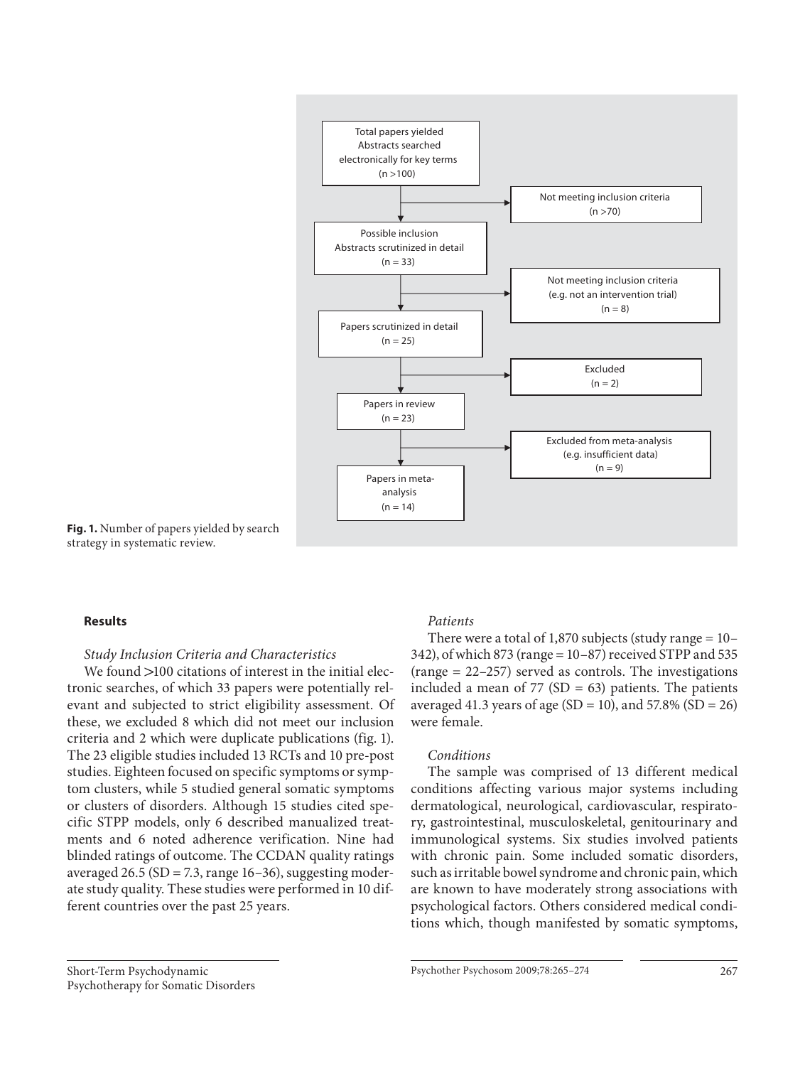Total papers yielded
Abstracts searched electronically for key terms
(n >100)

Not meeting inclusion criteria
(n >70)

Possible inclusion
Abstracts scrutinized in detail
(n = 33)

Not meeting inclusion criteria
(e.g. not an intervention trial)
(n = 8)

Papers scrutinized in detail
(n = 25)

Excluded
(n = 2)

Papers in review
(n = 23)

Excluded from meta-analysis
(e.g. insufficient data)
(n = 9)

Papers in meta-analysis
(n = 14)

**Fig. 1.** Number of papers yielded by search strategy in systematic review.

## Results

### *Study Inclusion Criteria and Characteristics*

We found >100 citations of interest in the initial electronic searches, of which 33 papers were potentially relevant and subjected to strict eligibility assessment. Of these, we excluded 8 which did not meet our inclusion criteria and 2 which were duplicate publications (fig. 1). The 23 eligible studies included 13 RCTs and 10 pre-post studies. Eighteen focused on specific symptoms or symptom clusters, while 5 studied general somatic symptoms or clusters of disorders. Although 15 studies cited specific STPP models, only 6 described manualized treatments and 6 noted adherence verification. Nine had blinded ratings of outcome. The CCDAN quality ratings averaged 26.5 (SD = 7.3, range 16–36), suggesting moderate study quality. These studies were performed in 10 different countries over the past 25 years.

### *Patients*

There were a total of 1,870 subjects (study range = 10–342), of which 873 (range = 10–87) received STPP and 535 (range = 22–257) served as controls. The investigations included a mean of 77 (SD = 63) patients. The patients averaged 41.3 years of age (SD = 10), and 57.8% (SD = 26) were female.

### *Conditions*

The sample was comprised of 13 different medical conditions affecting various major systems including dermatological, neurological, cardiovascular, respiratory, gastrointestinal, musculoskeletal, genitourinary and immunological systems. Six studies involved patients with chronic pain. Some included somatic disorders, such as irritable bowel syndrome and chronic pain, which are known to have moderately strong associations with psychological factors. Others considered medical conditions which, though manifested by somatic symptoms,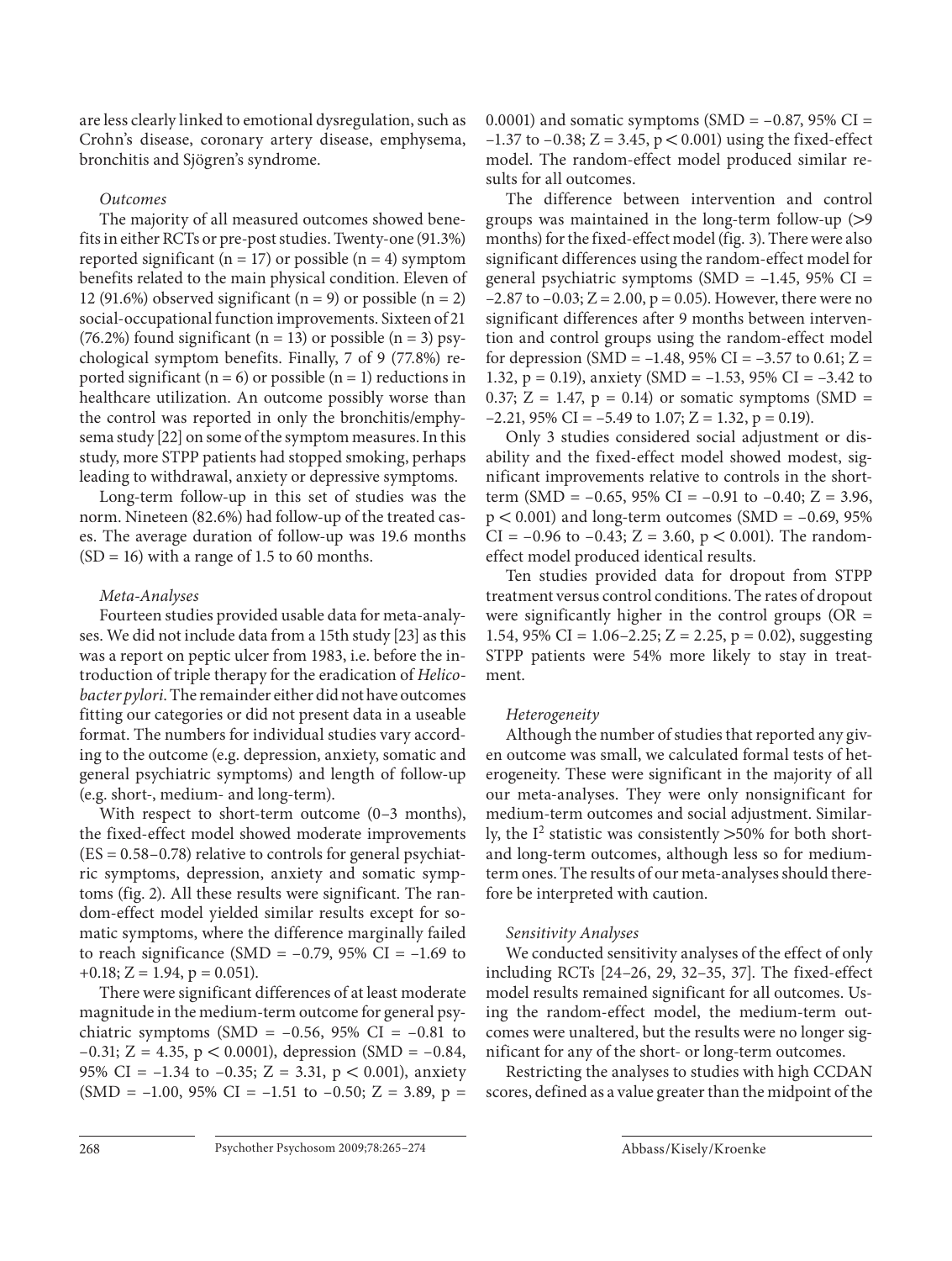are less clearly linked to emotional dysregulation, such as Crohn's disease, coronary artery disease, emphysema, bronchitis and Sjögren's syndrome.

*Outcomes*

The majority of all measured outcomes showed benefits in either RCTs or pre-post studies. Twenty-one (91.3%) reported significant ($n = 17$) or possible ($n = 4$) symptom benefits related to the main physical condition. Eleven of 12 (91.6%) observed significant ($n = 9$) or possible ($n = 2$) social-occupational function improvements. Sixteen of 21 (76.2%) found significant ($n = 13$) or possible ($n = 3$) psychological symptom benefits. Finally, 7 of 9 (77.8%) reported significant ($n = 6$) or possible ($n = 1$) reductions in healthcare utilization. An outcome possibly worse than the control was reported in only the bronchitis/emphysema study [22] on some of the symptom measures. In this study, more STPP patients had stopped smoking, perhaps leading to withdrawal, anxiety or depressive symptoms.

Long-term follow-up in this set of studies was the norm. Nineteen (82.6%) had follow-up of the treated cases. The average duration of follow-up was 19.6 months ($SD = 16$) with a range of 1.5 to 60 months.

*Meta-Analyses*

Fourteen studies provided usable data for meta-analyses. We did not include data from a 15th study [23] as this was a report on peptic ulcer from 1983, i.e. before the introduction of triple therapy for the eradication of *Helicobacter pylori*. The remainder either did not have outcomes fitting our categories or did not present data in a useable format. The numbers for individual studies vary according to the outcome (e.g. depression, anxiety, somatic and general psychiatric symptoms) and length of follow-up (e.g. short-, medium- and long-term).

With respect to short-term outcome (0–3 months), the fixed-effect model showed moderate improvements ($ES = 0.58–0.78$) relative to controls for general psychiatric symptoms, depression, anxiety and somatic symptoms (fig. 2). All these results were significant. The random-effect model yielded similar results except for somatic symptoms, where the difference marginally failed to reach significance ($SMD = -0.79$, 95% $CI = -1.69$ to $+0.18$; $Z = 1.94$, $p = 0.051$).

There were significant differences of at least moderate magnitude in the medium-term outcome for general psychiatric symptoms ($SMD = -0.56$, 95% $CI = -0.81$ to $-0.31$; $Z = 4.35$, $p < 0.0001$), depression ($SMD = -0.84$, 95% $CI = -1.34$ to $-0.35$; $Z = 3.31$, $p < 0.001$), anxiety ($SMD = -1.00$, 95% $CI = -1.51$ to $-0.50$; $Z = 3.89$, $p = 0.0001$) and somatic symptoms ($SMD = -0.87$, 95% $CI = -1.37$ to $-0.38$; $Z = 3.45$, $p < 0.001$) using the fixed-effect model. The random-effect model produced similar results for all outcomes.

The difference between intervention and control groups was maintained in the long-term follow-up (>9 months) for the fixed-effect model (fig. 3). There were also significant differences using the random-effect model for general psychiatric symptoms ($SMD = -1.45$, 95% $CI = -2.87$ to $-0.03$; $Z = 2.00$, $p = 0.05$). However, there were no significant differences after 9 months between intervention and control groups using the random-effect model for depression ($SMD = -1.48$, 95% $CI = -3.57$ to $0.61$; $Z = 1.32$, $p = 0.19$), anxiety ($SMD = -1.53$, 95% $CI = -3.42$ to $0.37$; $Z = 1.47$, $p = 0.14$) or somatic symptoms ($SMD = -2.21$, 95% $CI = -5.49$ to $1.07$; $Z = 1.32$, $p = 0.19$).

Only 3 studies considered social adjustment or disability and the fixed-effect model showed modest, significant improvements relative to controls in the short-term ($SMD = -0.65$, 95% $CI = -0.91$ to $-0.40$; $Z = 3.96$, $p < 0.001$) and long-term outcomes ($SMD = -0.69$, 95% $CI = -0.96$ to $-0.43$; $Z = 3.60$, $p < 0.001$). The random-effect model produced identical results.

Ten studies provided data for dropout from STPP treatment versus control conditions. The rates of dropout were significantly higher in the control groups ($OR = 1.54$, 95% $CI = 1.06–2.25$; $Z = 2.25$, $p = 0.02$), suggesting STPP patients were 54% more likely to stay in treatment.

*Heterogeneity*

Although the number of studies that reported any given outcome was small, we calculated formal tests of heterogeneity. These were significant in the majority of all our meta-analyses. They were only nonsignificant for medium-term outcomes and social adjustment. Similarly, the $I^2$ statistic was consistently >50% for both short- and long-term outcomes, although less so for medium-term ones. The results of our meta-analyses should therefore be interpreted with caution.

*Sensitivity Analyses*

We conducted sensitivity analyses of the effect of only including RCTs [24–26, 29, 32–35, 37]. The fixed-effect model results remained significant for all outcomes. Using the random-effect model, the medium-term outcomes were unaltered, but the results were no longer significant for any of the short- or long-term outcomes.

Restricting the analyses to studies with high CCDAN scores, defined as a value greater than the midpoint of the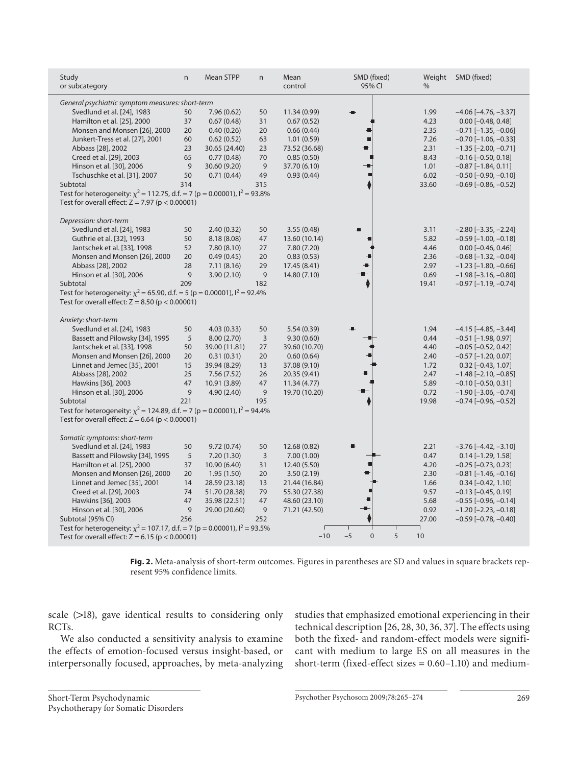| Study or subcategory | n | Mean STPP | n | Mean control | SMD (fixed) 95% CI | Weight % | SMD (fixed) |
|---|---|---|---|---|---|---|---|
| *General psychiatric symptom measures: short-term* | | | | | | | |
| Svedlund et al. [24], 1983 | 50 | 7.96 (0.62) | 50 | 11.34 (0.99) | | 1.99 | −4.06 [−4.76, −3.37] |
| Hamilton et al. [25], 2000 | 37 | 0.67 (0.48) | 31 | 0.67 (0.52) | | 4.23 | 0.00 [−0.48, 0.48] |
| Monsen and Monsen [26], 2000 | 20 | 0.40 (0.26) | 20 | 0.66 (0.44) | | 2.35 | −0.71 [−1.35, −0.06] |
| Junkert-Tress et al. [27], 2001 | 60 | 0.62 (0.52) | 63 | 1.01 (0.59) | | 7.26 | −0.70 [−1.06, −0.33] |
| Abbass [28], 2002 | 23 | 30.65 (24.40) | 23 | 73.52 (36.68) | | 2.31 | −1.35 [−2.00, −0.71] |
| Creed et al. [29], 2003 | 65 | 0.77 (0.48) | 70 | 0.85 (0.50) | | 8.43 | −0.16 [−0.50, 0.18] |
| Hinson et al. [30], 2006 | 9 | 30.60 (9.20) | 9 | 37.70 (6.10) | | 1.01 | −0.87 [−1.84, 0.11] |
| Tschuschke et al. [31], 2007 | 50 | 0.71 (0.44) | 49 | 0.93 (0.44) | | 6.02 | −0.50 [−0.90, −0.10] |
| Subtotal | 314 | | 315 | | | 33.60 | −0.69 [−0.86, −0.52] |
| Test for heterogeneity: $\chi^2 = 112.75$, d.f. = 7 (p = 0.00001), $I^2 = 93.8\%$ | | | | | | | |
| Test for overall effect: Z = 7.97 (p < 0.00001) | | | | | | | |
| *Depression: short-term* | | | | | | | |
| Svedlund et al. [24], 1983 | 50 | 2.40 (0.32) | 50 | 3.55 (0.48) | | 3.11 | −2.80 [−3.35, −2.24] |
| Guthrie et al. [32], 1993 | 50 | 8.18 (8.08) | 47 | 13.60 (10.14) | | 5.82 | −0.59 [−1.00, −0.18] |
| Jantschek et al. [33], 1998 | 52 | 7.80 (8.10) | 27 | 7.80 (7.20) | | 4.46 | 0.00 [−0.46, 0.46] |
| Monsen and Monsen [26], 2000 | 20 | 0.49 (0.45) | 20 | 0.83 (0.53) | | 2.36 | −0.68 [−1.32, −0.04] |
| Abbass [28], 2002 | 28 | 7.11 (8.16) | 29 | 17.45 (8.41) | | 2.97 | −1.23 [−1.80, −0.66] |
| Hinson et al. [30], 2006 | 9 | 3.90 (2.10) | 9 | 14.80 (7.10) | | 0.69 | −1.98 [−3.16, −0.80] |
| Subtotal | 209 | | 182 | | | 19.41 | −0.97 [−1.19, −0.74] |
| Test for heterogeneity: $\chi^2 = 65.90$, d.f. = 5 (p = 0.00001), $I^2 = 92.4\%$ | | | | | | | |
| Test for overall effect: Z = 8.50 (p < 0.00001) | | | | | | | |
| *Anxiety: short-term* | | | | | | | |
| Svedlund et al. [24], 1983 | 50 | 4.03 (0.33) | 50 | 5.54 (0.39) | | 1.94 | −4.15 [−4.85, −3.44] |
| Bassett and Pilowsky [34], 1995 | 5 | 8.00 (2.70) | 3 | 9.30 (0.60) | | 0.44 | −0.51 [−1.98, 0.97] |
| Jantschek et al. [33], 1998 | 50 | 39.00 (11.81) | 27 | 39.60 (10.70) | | 4.40 | −0.05 [−0.52, 0.42] |
| Monsen and Monsen [26], 2000 | 20 | 0.31 (0.31) | 20 | 0.60 (0.64) | | 2.40 | −0.57 [−1.20, 0.07] |
| Linnet and Jemec [35], 2001 | 15 | 39.94 (8.29) | 13 | 37.08 (9.10) | | 1.72 | 0.32 [−0.43, 1.07] |
| Abbass [28], 2002 | 25 | 7.56 (7.52) | 26 | 20.35 (9.41) | | 2.47 | −1.48 [−2.10, −0.85] |
| Hawkins [36], 2003 | 47 | 10.91 (3.89) | 47 | 11.34 (4.77) | | 5.89 | −0.10 [−0.50, 0.31] |
| Hinson et al. [30], 2006 | 9 | 4.90 (2.40) | 9 | 19.70 (10.20) | | 0.72 | −1.90 [−3.06, −0.74] |
| Subtotal | 221 | | 195 | | | 19.98 | −0.74 [−0.96, −0.52] |
| Test for heterogeneity: $\chi^2 = 124.89$, d.f. = 7 (p = 0.00001), $I^2 = 94.4\%$ | | | | | | | |
| Test for overall effect: Z = 6.64 (p < 0.00001) | | | | | | | |
| *Somatic symptoms: short-term* | | | | | | | |
| Svedlund et al. [24], 1983 | 50 | 9.72 (0.74) | 50 | 12.68 (0.82) | | 2.21 | −3.76 [−4.42, −3.10] |
| Bassett and Pilowsky [34], 1995 | 5 | 7.20 (1.30) | 3 | 7.00 (1.00) | | 0.47 | 0.14 [−1.29, 1.58] |
| Hamilton et al. [25], 2000 | 37 | 10.90 (6.40) | 31 | 12.40 (5.50) | | 4.20 | −0.25 [−0.73, 0.23] |
| Monsen and Monsen [26], 2000 | 20 | 1.95 (1.50) | 20 | 3.50 (2.19) | | 2.30 | −0.81 [−1.46, −0.16] |
| Linnet and Jemec [35], 2001 | 14 | 28.59 (23.18) | 13 | 21.44 (16.84) | | 1.66 | 0.34 [−0.42, 1.10] |
| Creed et al. [29], 2003 | 74 | 51.70 (28.38) | 79 | 55.30 (27.38) | | 9.57 | −0.13 [−0.45, 0.19] |
| Hawkins [36], 2003 | 47 | 35.98 (22.51) | 47 | 48.60 (23.10) | | 5.68 | −0.55 [−0.96, −0.14] |
| Hinson et al. [30], 2006 | 9 | 29.00 (20.60) | 9 | 71.21 (42.50) | | 0.92 | −1.20 [−2.23, −0.18] |
| Subtotal (95% CI) | 256 | | 252 | | | 27.00 | −0.59 [−0.78, −0.40] |
| Test for heterogeneity: $\chi^2 = 107.17$, d.f. = 7 (p = 0.00001), $I^2 = 93.5\%$ | | | | | | | |
| Test for overall effect: Z = 6.15 (p < 0.00001) | | | | | −10 −5 0 5 10 | | |

**Fig. 2.** Meta-analysis of short-term outcomes. Figures in parentheses are SD and values in square brackets represent 95% confidence limits.

scale (>18), gave identical results to considering only RCTs.

We also conducted a sensitivity analysis to examine the effects of emotion-focused versus insight-based, or interpersonally focused, approaches, by meta-analyzing studies that emphasized emotional experiencing in their technical description [26, 28, 30, 36, 37]. The effects using both the fixed- and random-effect models were significant with medium to large ES on all measures in the short-term (fixed-effect sizes = 0.60–1.10) and medium-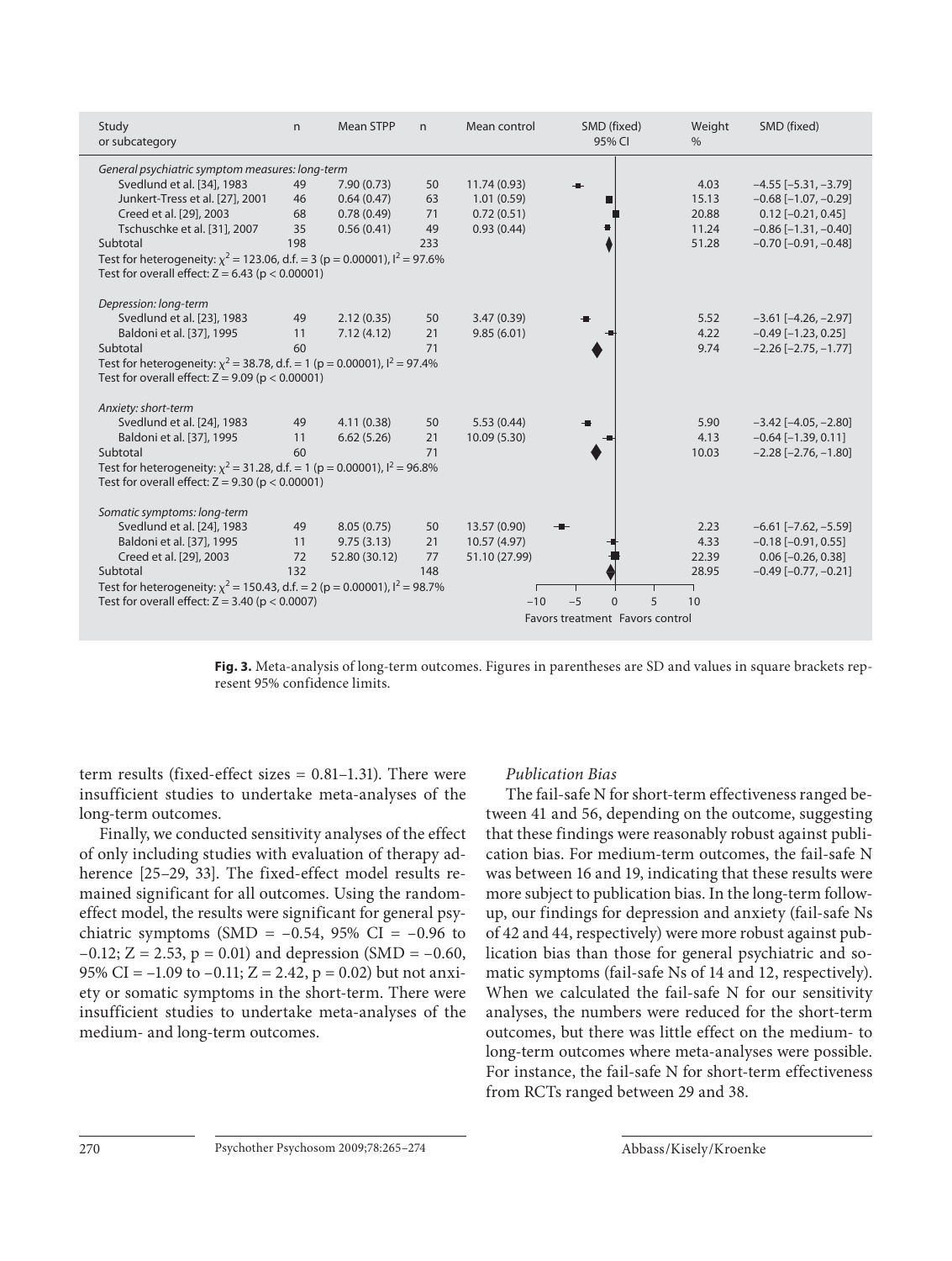| Study or subcategory | n | Mean STPP | n | Mean control | SMD (fixed) 95% CI | Weight % | SMD (fixed) |
|---|---|---|---|---|---|---|---|
| *General psychiatric symptom measures: long-term* | | | | | | | |
| Svedlund et al. [34], 1983 | 49 | 7.90 (0.73) | 50 | 11.74 (0.93) | | 4.03 | −4.55 [−5.31, −3.79] |
| Junkert-Tress et al. [27], 2001 | 46 | 0.64 (0.47) | 63 | 1.01 (0.59) | | 15.13 | −0.68 [−1.07, −0.29] |
| Creed et al. [29], 2003 | 68 | 0.78 (0.49) | 71 | 0.72 (0.51) | | 20.88 | 0.12 [−0.21, 0.45] |
| Tschuschke et al. [31], 2007 | 35 | 0.56 (0.41) | 49 | 0.93 (0.44) | | 11.24 | −0.86 [−1.31, −0.40] |
| Subtotal | 198 | | 233 | | | 51.28 | −0.70 [−0.91, −0.48] |
| Test for heterogeneity: $\chi^2 = 123.06$, d.f. = 3 (p = 0.00001), $I^2 = 97.6\%$ | | | | | | | |
| Test for overall effect: Z = 6.43 (p < 0.00001) | | | | | | | |
| *Depression: long-term* | | | | | | | |
| Svedlund et al. [23], 1983 | 49 | 2.12 (0.35) | 50 | 3.47 (0.39) | | 5.52 | −3.61 [−4.26, −2.97] |
| Baldoni et al. [37], 1995 | 11 | 7.12 (4.12) | 21 | 9.85 (6.01) | | 4.22 | −0.49 [−1.23, 0.25] |
| Subtotal | 60 | | 71 | | | 9.74 | −2.26 [−2.75, −1.77] |
| Test for heterogeneity: $\chi^2 = 38.78$, d.f. = 1 (p = 0.00001), $I^2 = 97.4\%$ | | | | | | | |
| Test for overall effect: Z = 9.09 (p < 0.00001) | | | | | | | |
| *Anxiety: short-term* | | | | | | | |
| Svedlund et al. [24], 1983 | 49 | 4.11 (0.38) | 50 | 5.53 (0.44) | | 5.90 | −3.42 [−4.05, −2.80] |
| Baldoni et al. [37], 1995 | 11 | 6.62 (5.26) | 21 | 10.09 (5.30) | | 4.13 | −0.64 [−1.39, 0.11] |
| Subtotal | 60 | | 71 | | | 10.03 | −2.28 [−2.76, −1.80] |
| Test for heterogeneity: $\chi^2 = 31.28$, d.f. = 1 (p = 0.00001), $I^2 = 96.8\%$ | | | | | | | |
| Test for overall effect: Z = 9.30 (p < 0.00001) | | | | | | | |
| *Somatic symptoms: long-term* | | | | | | | |
| Svedlund et al. [24], 1983 | 49 | 8.05 (0.75) | 50 | 13.57 (0.90) | | 2.23 | −6.61 [−7.62, −5.59] |
| Baldoni et al. [37], 1995 | 11 | 9.75 (3.13) | 21 | 10.57 (4.97) | | 4.33 | −0.18 [−0.91, 0.55] |
| Creed et al. [29], 2003 | 72 | 52.80 (30.12) | 77 | 51.10 (27.99) | | 22.39 | 0.06 [−0.26, 0.38] |
| Subtotal | 132 | | 148 | | | 28.95 | −0.49 [−0.77, −0.21] |
| Test for heterogeneity: $\chi^2 = 150.43$, d.f. = 2 (p = 0.00001), $I^2 = 98.7\%$ | | | | | | | |
| Test for overall effect: Z = 3.40 (p < 0.0007) | | | | | −10 −5 0 5 10 Favors treatment Favors control | | |

**Fig. 3.** Meta-analysis of long-term outcomes. Figures in parentheses are SD and values in square brackets represent 95% confidence limits.

term results (fixed-effect sizes = 0.81–1.31). There were insufficient studies to undertake meta-analyses of the long-term outcomes.

Finally, we conducted sensitivity analyses of the effect of only including studies with evaluation of therapy adherence [25–29, 33]. The fixed-effect model results remained significant for all outcomes. Using the random-effect model, the results were significant for general psychiatric symptoms (SMD = −0.54, 95% CI = −0.96 to −0.12; Z = 2.53, p = 0.01) and depression (SMD = −0.60, 95% CI = −1.09 to −0.11; Z = 2.42, p = 0.02) but not anxiety or somatic symptoms in the short-term. There were insufficient studies to undertake meta-analyses of the medium- and long-term outcomes.

### *Publication Bias*

The fail-safe N for short-term effectiveness ranged between 41 and 56, depending on the outcome, suggesting that these findings were reasonably robust against publication bias. For medium-term outcomes, the fail-safe N was between 16 and 19, indicating that these results were more subject to publication bias. In the long-term follow-up, our findings for depression and anxiety (fail-safe Ns of 42 and 44, respectively) were more robust against publication bias than those for general psychiatric and somatic symptoms (fail-safe Ns of 14 and 12, respectively). When we calculated the fail-safe N for our sensitivity analyses, the numbers were reduced for the short-term outcomes, but there was little effect on the medium- to long-term outcomes where meta-analyses were possible. For instance, the fail-safe N for short-term effectiveness from RCTs ranged between 29 and 38.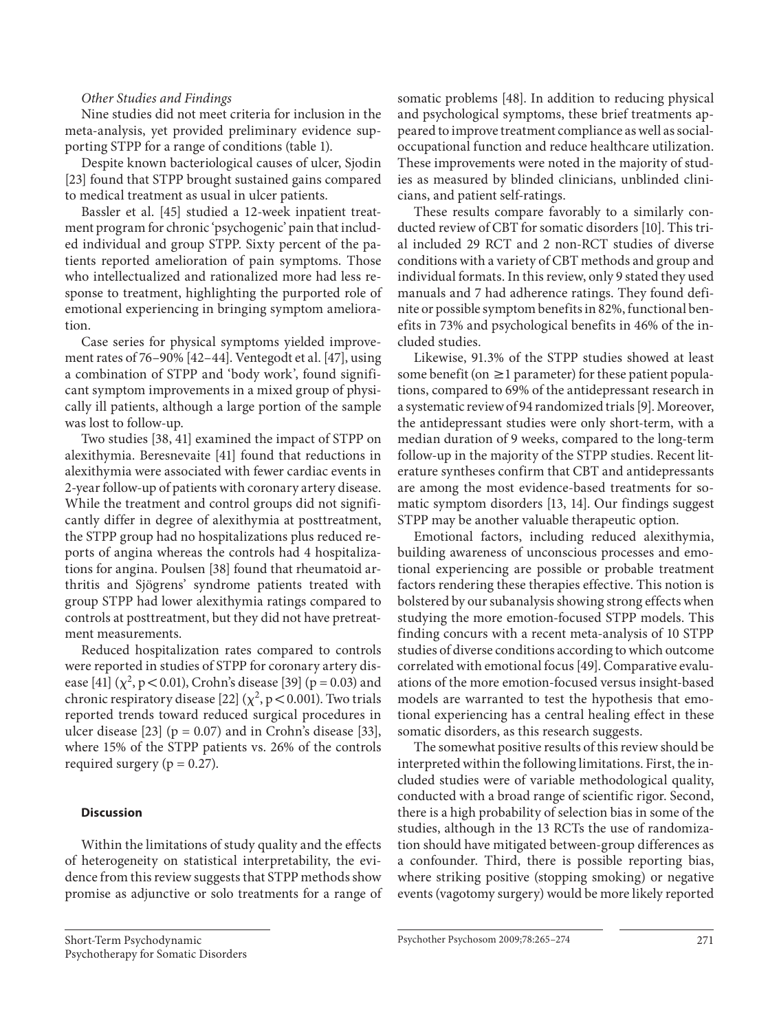*Other Studies and Findings*

Nine studies did not meet criteria for inclusion in the meta-analysis, yet provided preliminary evidence supporting STPP for a range of conditions (table 1).

Despite known bacteriological causes of ulcer, Sjodin [23] found that STPP brought sustained gains compared to medical treatment as usual in ulcer patients.

Bassler et al. [45] studied a 12-week inpatient treatment program for chronic 'psychogenic' pain that included individual and group STPP. Sixty percent of the patients reported amelioration of pain symptoms. Those who intellectualized and rationalized more had less response to treatment, highlighting the purported role of emotional experiencing in bringing symptom amelioration.

Case series for physical symptoms yielded improvement rates of 76–90% [42–44]. Ventegodt et al. [47], using a combination of STPP and 'body work', found significant symptom improvements in a mixed group of physically ill patients, although a large portion of the sample was lost to follow-up.

Two studies [38, 41] examined the impact of STPP on alexithymia. Beresnevaite [41] found that reductions in alexithymia were associated with fewer cardiac events in 2-year follow-up of patients with coronary artery disease. While the treatment and control groups did not significantly differ in degree of alexithymia at posttreatment, the STPP group had no hospitalizations plus reduced reports of angina whereas the controls had 4 hospitalizations for angina. Poulsen [38] found that rheumatoid arthritis and Sjögrens' syndrome patients treated with group STPP had lower alexithymia ratings compared to controls at posttreatment, but they did not have pretreatment measurements.

Reduced hospitalization rates compared to controls were reported in studies of STPP for coronary artery disease [41] ($\chi^2$, $p < 0.01$), Crohn's disease [39] ($p = 0.03$) and chronic respiratory disease [22] ($\chi^2$, $p < 0.001$). Two trials reported trends toward reduced surgical procedures in ulcer disease [23] ($p = 0.07$) and in Crohn's disease [33], where 15% of the STPP patients vs. 26% of the controls required surgery ($p = 0.27$).

## Discussion

Within the limitations of study quality and the effects of heterogeneity on statistical interpretability, the evidence from this review suggests that STPP methods show promise as adjunctive or solo treatments for a range of somatic problems [48]. In addition to reducing physical and psychological symptoms, these brief treatments appeared to improve treatment compliance as well as social-occupational function and reduce healthcare utilization. These improvements were noted in the majority of studies as measured by blinded clinicians, unblinded clinicians, and patient self-ratings.

These results compare favorably to a similarly conducted review of CBT for somatic disorders [10]. This trial included 29 RCT and 2 non-RCT studies of diverse conditions with a variety of CBT methods and group and individual formats. In this review, only 9 stated they used manuals and 7 had adherence ratings. They found definite or possible symptom benefits in 82%, functional benefits in 73% and psychological benefits in 46% of the included studies.

Likewise, 91.3% of the STPP studies showed at least some benefit (on $\geq$1 parameter) for these patient populations, compared to 69% of the antidepressant research in a systematic review of 94 randomized trials [9]. Moreover, the antidepressant studies were only short-term, with a median duration of 9 weeks, compared to the long-term follow-up in the majority of the STPP studies. Recent literature syntheses confirm that CBT and antidepressants are among the most evidence-based treatments for somatic symptom disorders [13, 14]. Our findings suggest STPP may be another valuable therapeutic option.

Emotional factors, including reduced alexithymia, building awareness of unconscious processes and emotional experiencing are possible or probable treatment factors rendering these therapies effective. This notion is bolstered by our subanalysis showing strong effects when studying the more emotion-focused STPP models. This finding concurs with a recent meta-analysis of 10 STPP studies of diverse conditions according to which outcome correlated with emotional focus [49]. Comparative evaluations of the more emotion-focused versus insight-based models are warranted to test the hypothesis that emotional experiencing has a central healing effect in these somatic disorders, as this research suggests.

The somewhat positive results of this review should be interpreted within the following limitations. First, the included studies were of variable methodological quality, conducted with a broad range of scientific rigor. Second, there is a high probability of selection bias in some of the studies, although in the 13 RCTs the use of randomization should have mitigated between-group differences as a confounder. Third, there is possible reporting bias, where striking positive (stopping smoking) or negative events (vagotomy surgery) would be more likely reported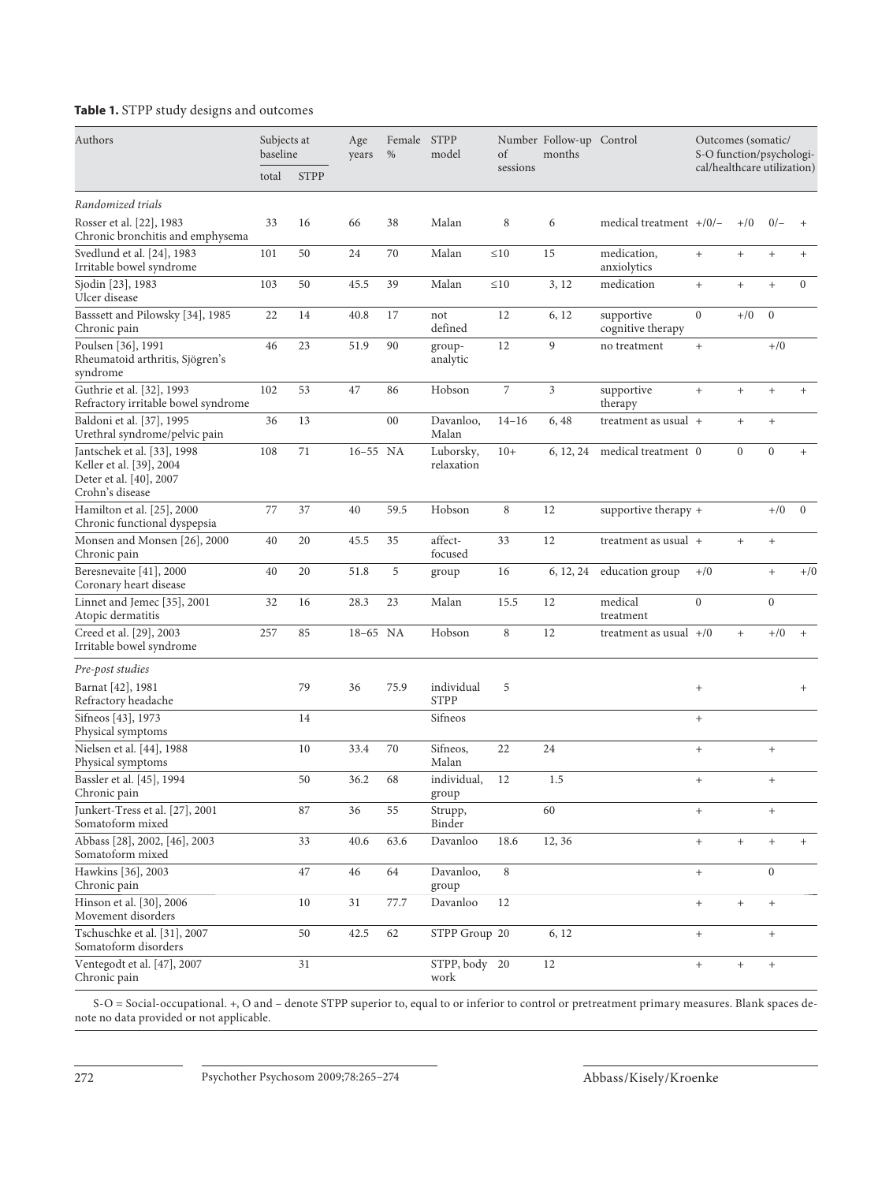**Table 1.** STPP study designs and outcomes

| Authors | Subjects at baseline | | Age years | Female % | STPP model | Number of sessions | Follow-up months | Control | Outcomes (somatic/ S-O function/psychological/healthcare utilization) | | | |
|---|---|---|---|---|---|---|---|---|---|---|---|---|
| | total | STPP | | | | | | | | | | |
| *Randomized trials* | | | | | | | | | | | | |
| Rosser et al. [22], 1983 Chronic bronchitis and emphysema | 33 | 16 | 66 | 38 | Malan | 8 | 6 | medical treatment | +/0/– | +/0 | 0/– | + |
| Svedlund et al. [24], 1983 Irritable bowel syndrome | 101 | 50 | 24 | 70 | Malan | ≤10 | 15 | medication, anxiolytics | + | + | + | + |
| Sjodin [23], 1983 Ulcer disease | 103 | 50 | 45.5 | 39 | Malan | ≤10 | 3, 12 | medication | + | + | + | 0 |
| Basssett and Pilowsky [34], 1985 Chronic pain | 22 | 14 | 40.8 | 17 | not defined | 12 | 6, 12 | supportive cognitive therapy | 0 | +/0 | 0 | |
| Poulsen [36], 1991 Rheumatoid arthritis, Sjögren's syndrome | 46 | 23 | 51.9 | 90 | group-analytic | 12 | 9 | no treatment | + | | +/0 | |
| Guthrie et al. [32], 1993 Refractory irritable bowel syndrome | 102 | 53 | 47 | 86 | Hobson | 7 | 3 | supportive therapy | + | + | + | + |
| Baldoni et al. [37], 1995 Urethral syndrome/pelvic pain | 36 | 13 | | 00 | Davanloo, Malan | 14–16 | 6, 48 | treatment as usual | + | + | + | |
| Jantschek et al. [33], 1998 Keller et al. [39], 2004 Deter et al. [40], 2007 Crohn's disease | 108 | 71 | 16–55 | NA | Luborsky, relaxation | 10+ | 6, 12, 24 | medical treatment | 0 | 0 | 0 | + |
| Hamilton et al. [25], 2000 Chronic functional dyspepsia | 77 | 37 | 40 | 59.5 | Hobson | 8 | 12 | supportive therapy | + | | +/0 | 0 |
| Monsen and Monsen [26], 2000 Chronic pain | 40 | 20 | 45.5 | 35 | affect-focused | 33 | 12 | treatment as usual | + | + | + | |
| Beresnevaite [41], 2000 Coronary heart disease | 40 | 20 | 51.8 | 5 | group | 16 | 6, 12, 24 | education group | +/0 | | + | +/0 |
| Linnet and Jemec [35], 2001 Atopic dermatitis | 32 | 16 | 28.3 | 23 | Malan | 15.5 | 12 | medical treatment | 0 | | 0 | |
| Creed et al. [29], 2003 Irritable bowel syndrome | 257 | 85 | 18–65 | NA | Hobson | 8 | 12 | treatment as usual | +/0 | + | +/0 | + |
| *Pre-post studies* | | | | | | | | | | | | |
| Barnat [42], 1981 Refractory headache | | 79 | 36 | 75.9 | individual STPP | 5 | | | + | | | + |
| Sifneos [43], 1973 Physical symptoms | | 14 | | | Sifneos | | | | + | | | |
| Nielsen et al. [44], 1988 Physical symptoms | | 10 | 33.4 | 70 | Sifneos, Malan | 22 | 24 | | + | | + | |
| Bassler et al. [45], 1994 Chronic pain | | 50 | 36.2 | 68 | individual, group | 12 | 1.5 | | + | | + | |
| Junkert-Tress et al. [27], 2001 Somatoform mixed | | 87 | 36 | 55 | Strupp, Binder | | 60 | | + | | + | |
| Abbass [28], 2002, [46], 2003 Somatoform mixed | | 33 | 40.6 | 63.6 | Davanloo | 18.6 | 12, 36 | | + | + | + | + |
| Hawkins [36], 2003 Chronic pain | | 47 | 46 | 64 | Davanloo, group | 8 | | | + | | 0 | |
| Hinson et al. [30], 2006 Movement disorders | | 10 | 31 | 77.7 | Davanloo | 12 | | | + | + | + | |
| Tschuschke et al. [31], 2007 Somatoform disorders | | 50 | 42.5 | 62 | STPP Group | 20 | 6, 12 | | + | | + | |
| Ventegodt et al. [47], 2007 Chronic pain | | 31 | | | STPP, body work | 20 | 12 | | + | + | + | |

S-O = Social-occupational. +, O and – denote STPP superior to, equal to or inferior to control or pretreatment primary measures. Blank spaces denote no data provided or not applicable.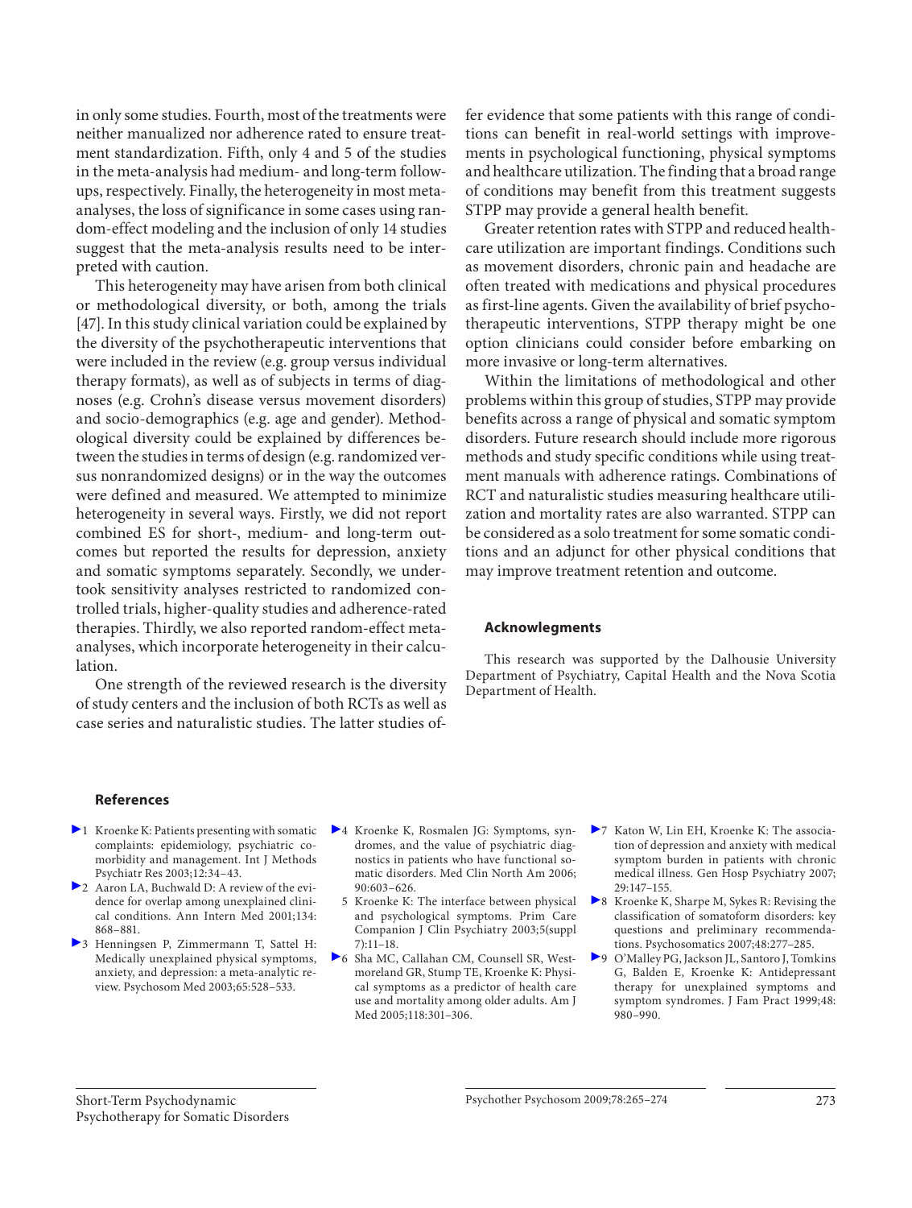in only some studies. Fourth, most of the treatments were neither manualized nor adherence rated to ensure treatment standardization. Fifth, only 4 and 5 of the studies in the meta-analysis had medium- and long-term follow-ups, respectively. Finally, the heterogeneity in most meta-analyses, the loss of significance in some cases using random-effect modeling and the inclusion of only 14 studies suggest that the meta-analysis results need to be interpreted with caution.

This heterogeneity may have arisen from both clinical or methodological diversity, or both, among the trials [47]. In this study clinical variation could be explained by the diversity of the psychotherapeutic interventions that were included in the review (e.g. group versus individual therapy formats), as well as of subjects in terms of diagnoses (e.g. Crohn's disease versus movement disorders) and socio-demographics (e.g. age and gender). Methodological diversity could be explained by differences between the studies in terms of design (e.g. randomized versus nonrandomized designs) or in the way the outcomes were defined and measured. We attempted to minimize heterogeneity in several ways. Firstly, we did not report combined ES for short-, medium- and long-term outcomes but reported the results for depression, anxiety and somatic symptoms separately. Secondly, we undertook sensitivity analyses restricted to randomized controlled trials, higher-quality studies and adherence-rated therapies. Thirdly, we also reported random-effect meta-analyses, which incorporate heterogeneity in their calculation.

One strength of the reviewed research is the diversity of study centers and the inclusion of both RCTs as well as case series and naturalistic studies. The latter studies offer evidence that some patients with this range of conditions can benefit in real-world settings with improvements in psychological functioning, physical symptoms and healthcare utilization. The finding that a broad range of conditions may benefit from this treatment suggests STPP may provide a general health benefit.

Greater retention rates with STPP and reduced healthcare utilization are important findings. Conditions such as movement disorders, chronic pain and headache are often treated with medications and physical procedures as first-line agents. Given the availability of brief psychotherapeutic interventions, STPP therapy might be one option clinicians could consider before embarking on more invasive or long-term alternatives.

Within the limitations of methodological and other problems within this group of studies, STPP may provide benefits across a range of physical and somatic symptom disorders. Future research should include more rigorous methods and study specific conditions while using treatment manuals with adherence ratings. Combinations of RCT and naturalistic studies measuring healthcare utilization and mortality rates are also warranted. STPP can be considered as a solo treatment for some somatic conditions and an adjunct for other physical conditions that may improve treatment retention and outcome.

## Acknowlegments

This research was supported by the Dalhousie University Department of Psychiatry, Capital Health and the Nova Scotia Department of Health.

## References

1. Kroenke K: Patients presenting with somatic complaints: epidemiology, psychiatric comorbidity and management. Int J Methods Psychiatr Res 2003;12:34–43.
2. Aaron LA, Buchwald D: A review of the evidence for overlap among unexplained clinical conditions. Ann Intern Med 2001;134: 868–881.
3. Henningsen P, Zimmermann T, Sattel H: Medically unexplained physical symptoms, anxiety, and depression: a meta-analytic review. Psychosom Med 2003;65:528–533.
4. Kroenke K, Rosmalen JG: Symptoms, syndromes, and the value of psychiatric diagnostics in patients who have functional somatic disorders. Med Clin North Am 2006; 90:603–626.
5. Kroenke K: The interface between physical and psychological symptoms. Prim Care Companion J Clin Psychiatry 2003;5(suppl 7):11–18.
6. Sha MC, Callahan CM, Counsell SR, Westmoreland GR, Stump TE, Kroenke K: Physical symptoms as a predictor of health care use and mortality among older adults. Am J Med 2005;118:301–306.
7. Katon W, Lin EH, Kroenke K: The association of depression and anxiety with medical symptom burden in patients with chronic medical illness. Gen Hosp Psychiatry 2007; 29:147–155.
8. Kroenke K, Sharpe M, Sykes R: Revising the classification of somatoform disorders: key questions and preliminary recommendations. Psychosomatics 2007;48:277–285.
9. O'Malley PG, Jackson JL, Santoro J, Tomkins G, Balden E, Kroenke K: Antidepressant therapy for unexplained symptoms and symptom syndromes. J Fam Pract 1999;48: 980–990.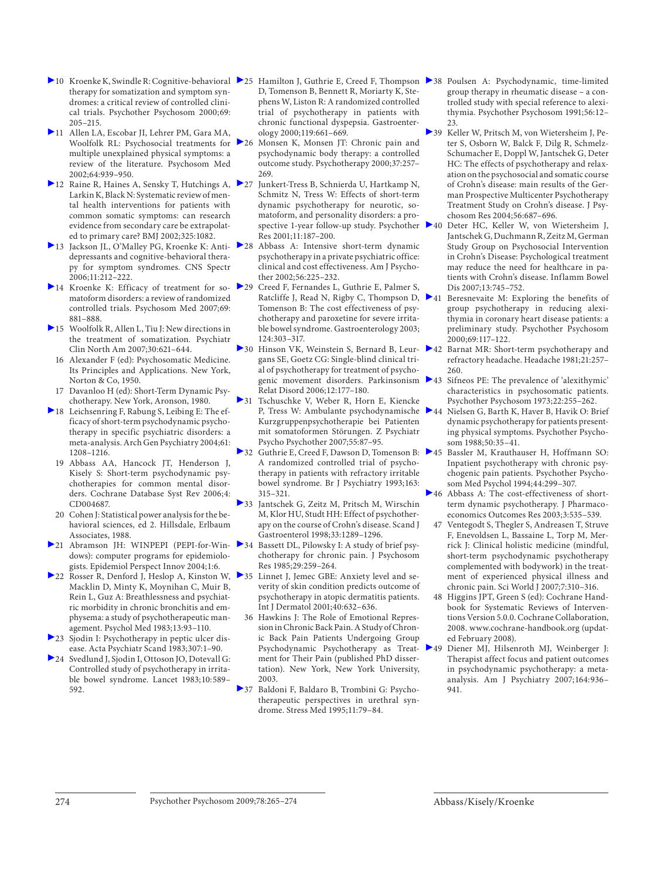10 Kroenke K, Swindle R: Cognitive-behavioral therapy for somatization and symptom syndromes: a critical review of controlled clinical trials. Psychother Psychosom 2000;69:205–215.

11 Allen LA, Escobar JI, Lehrer PM, Gara MA, Woolfolk RL: Psychosocial treatments for multiple unexplained physical symptoms: a review of the literature. Psychosom Med 2002;64:939–950.

12 Raine R, Haines A, Sensky T, Hutchings A, Larkin K, Black N: Systematic review of mental health interventions for patients with common somatic symptoms: can research evidence from secondary care be extrapolated to primary care? BMJ 2002;325:1082.

13 Jackson JL, O'Malley PG, Kroenke K: Antidepressants and cognitive-behavioral therapy for symptom syndromes. CNS Spectr 2006;11:212–222.

14 Kroenke K: Efficacy of treatment for somatoform disorders: a review of randomized controlled trials. Psychosom Med 2007;69:881–888.

15 Woolfolk R, Allen L, Tiu J: New directions in the treatment of somatization. Psychiatr Clin North Am 2007;30:621–644.

16 Alexander F (ed): Psychosomatic Medicine. Its Principles and Applications. New York, Norton & Co, 1950.

17 Davanloo H (ed): Short-Term Dynamic Psychotherapy. New York, Aronson, 1980.

18 Leichsenring F, Rabung S, Leibing E: The efficacy of short-term psychodynamic psychotherapy in specific psychiatric disorders: a meta-analysis. Arch Gen Psychiatry 2004;61:1208–1216.

19 Abbass AA, Hancock JT, Henderson J, Kisely S: Short-term psychodynamic psychotherapies for common mental disorders. Cochrane Database Syst Rev 2006;4:CD004687.

20 Cohen J: Statistical power analysis for the behavioral sciences, ed 2. Hillsdale, Erlbaum Associates, 1988.

21 Abramson JH: WINPEPI (PEPI-for-Windows): computer programs for epidemiologists. Epidemiol Perspect Innov 2004;1:6.

22 Rosser R, Denford J, Heslop A, Kinston W, Macklin D, Minty K, Moynihan C, Muir B, Rein L, Guz A: Breathlessness and psychiatric morbidity in chronic bronchitis and emphysema: a study of psychotherapeutic management. Psychol Med 1983;13:93–110.

23 Sjodin I: Psychotherapy in peptic ulcer disease. Acta Psychiatr Scand 1983;307:1–90.

24 Svedlund J, Sjodin I, Ottoson JO, Dotevall G: Controlled study of psychotherapy in irritable bowel syndrome. Lancet 1983;10:589–592.

25 Hamilton J, Guthrie E, Creed F, Thompson D, Tomenson B, Bennett R, Moriarty K, Stephens W, Liston R: A randomized controlled trial of psychotherapy in patients with chronic functional dyspepsia. Gastroenterology 2000;119:661–669.

26 Monsen K, Monsen JT: Chronic pain and psychodynamic body therapy: a controlled outcome study. Psychotherapy 2000;37:257–269.

27 Junkert-Tress B, Schnierda U, Hartkamp N, Schmitz N, Tress W: Effects of short-term dynamic psychotherapy for neurotic, somatoform, and personality disorders: a prospective 1-year follow-up study. Psychother Res 2001;11:187–200.

28 Abbass A: Intensive short-term dynamic psychotherapy in a private psychiatric office: clinical and cost effectiveness. Am J Psychother 2002;56:225–232.

29 Creed F, Fernandes L, Guthrie E, Palmer S, Ratcliffe J, Read N, Rigby C, Thompson D, Tomenson B: The cost effectiveness of psychotherapy and paroxetine for severe irritable bowel syndrome. Gastroenterology 2003;124:303–317.

30 Hinson VK, Weinstein S, Bernard B, Leurgans SE, Goetz CG: Single-blind clinical trial of psychotherapy for treatment of psychogenic movement disorders. Parkinsonism Relat Disord 2006;12:177–180.

31 Tschuschke V, Weber R, Horn E, Kiencke P, Tress W: Ambulante psychodynamische Kurzgruppenpsychotherapie bei Patienten mit somatoformen Störungen. Z Psychiatr Psycho Psychother 2007;55:87–95.

32 Guthrie E, Creed F, Dawson D, Tomenson B: A randomized controlled trial of psychotherapy in patients with refractory irritable bowel syndrome. Br J Psychiatry 1993;163:315–321.

33 Jantschek G, Zeitz M, Pritsch M, Wirschin M, Klor HU, Studt HH: Effect of psychotherapy on the course of Crohn's disease. Scand J Gastroenterol 1998;33:1289–1296.

34 Bassett DL, Pilowsky I: A study of brief psychotherapy for chronic pain. J Psychosom Res 1985;29:259–264.

35 Linnet J, Jemec GBE: Anxiety level and severity of skin condition predicts outcome of psychotherapy in atopic dermatitis patients. Int J Dermatol 2001;40:632–636.

36 Hawkins J: The Role of Emotional Repression in Chronic Back Pain. A Study of Chronic Back Pain Patients Undergoing Group Psychodynamic Psychotherapy as Treatment for Their Pain (published PhD dissertation). New York, New York University, 2003.

37 Baldoni F, Baldaro B, Trombini G: Psychotherapeutic perspectives in urethral syndrome. Stress Med 1995;11:79–84.

38 Poulsen A: Psychodynamic, time-limited group therapy in rheumatic disease – a controlled study with special reference to alexithymia. Psychother Psychosom 1991;56:12–23.

39 Keller W, Pritsch M, von Wietersheim J, Peter S, Osborn W, Balck F, Dilg R, Schmelz-Schumacher E, Doppl W, Jantschek G, Deter HC: The effects of psychotherapy and relaxation on the psychosocial and somatic course of Crohn's disease: main results of the German Prospective Multicenter Psychotherapy Treatment Study on Crohn's disease. J Psychosom Res 2004;56:687–696.

40 Deter HC, Keller W, von Wietersheim J, Jantschek G, Duchmann R, Zeitz M, German Study Group on Psychosocial Intervention in Crohn's Disease: Psychological treatment may reduce the need for healthcare in patients with Crohn's disease. Inflamm Bowel Dis 2007;13:745–752.

41 Beresnevaite M: Exploring the benefits of group psychotherapy in reducing alexithymia in coronary heart disease patients: a preliminary study. Psychother Psychosom 2000;69:117–122.

42 Barnat MR: Short-term psychotherapy and refractory headache. Headache 1981;21:257–260.

43 Sifneos PE: The prevalence of 'alexithymic' characteristics in psychosomatic patients. Psychother Psychosom 1973;22:255–262.

44 Nielsen G, Barth K, Haver B, Havik O: Brief dynamic psychotherapy for patients presenting physical symptoms. Psychother Psychosom 1988;50:35–41.

45 Bassler M, Krauthauser H, Hoffmann SO: Inpatient psychotherapy with chronic psychogenic pain patients. Psychother Psychosom Med Psychol 1994;44:299–307.

46 Abbass A: The cost-effectiveness of short-term dynamic psychotherapy. J Pharmacoeconomics Outcomes Res 2003;3:535–539.

47 Ventegodt S, Thegler S, Andreasen T, Struve F, Enevoldsen L, Bassaine L, Torp M, Merrick J: Clinical holistic medicine (mindful, short-term psychodynamic psychotherapy complemented with bodywork) in the treatment of experienced physical illness and chronic pain. Sci World J 2007;7:310–316.

48 Higgins JPT, Green S (ed): Cochrane Handbook for Systematic Reviews of Interventions Version 5.0.0. Cochrane Collaboration, 2008. www.cochrane-handbook.org (updated February 2008).

49 Diener MJ, Hilsenroth MJ, Weinberger J: Therapist affect focus and patient outcomes in psychodynamic psychotherapy: a meta-analysis. Am J Psychiatry 2007;164:936–941.